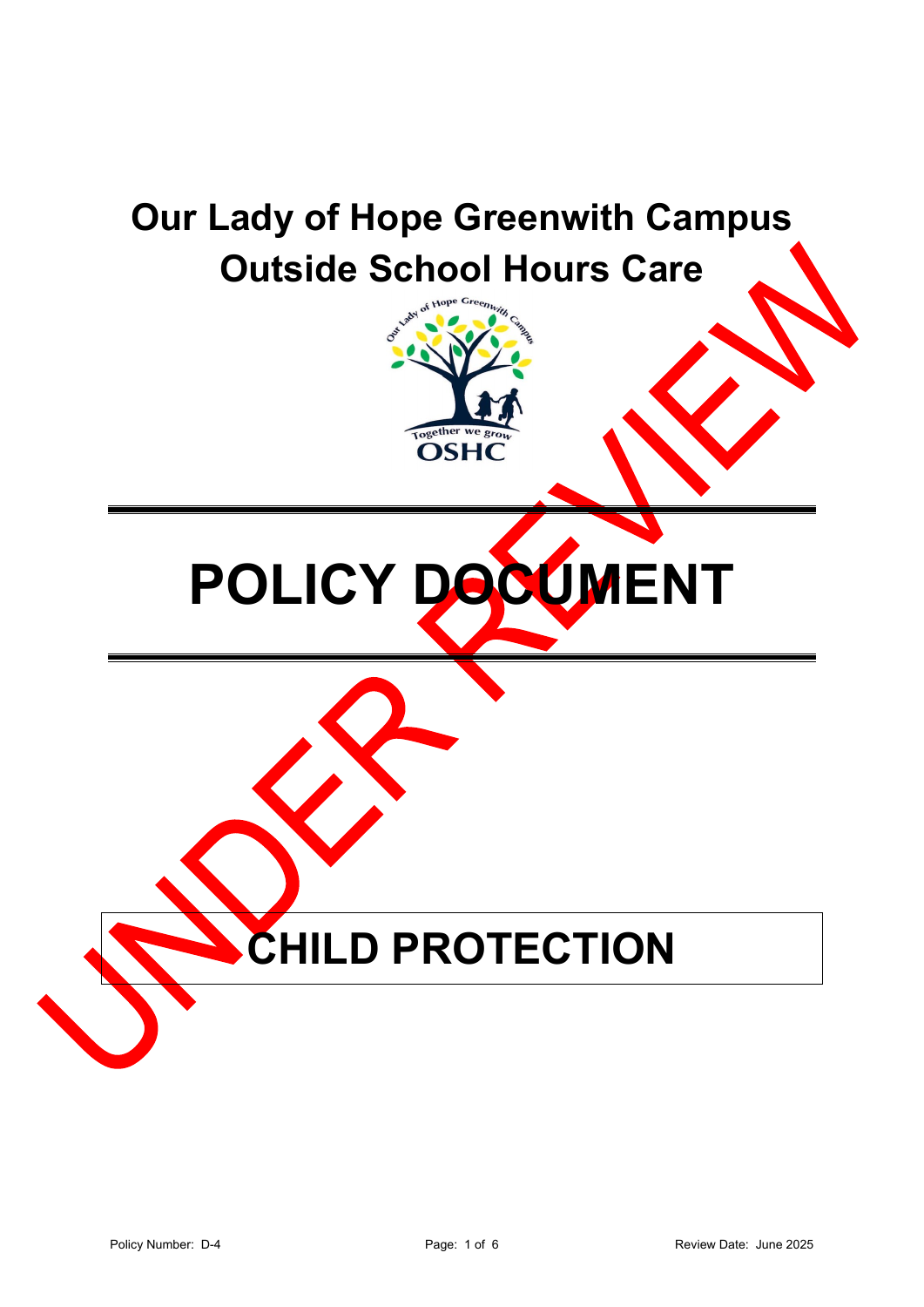# Our Lady of Hope Greenwith Campus
# Outside School Hours Care

# POLICY DOCUMENT

UNDER REVIEW

# CHILD PROTECTION

Policy Number: D-4

Review Date: June 2025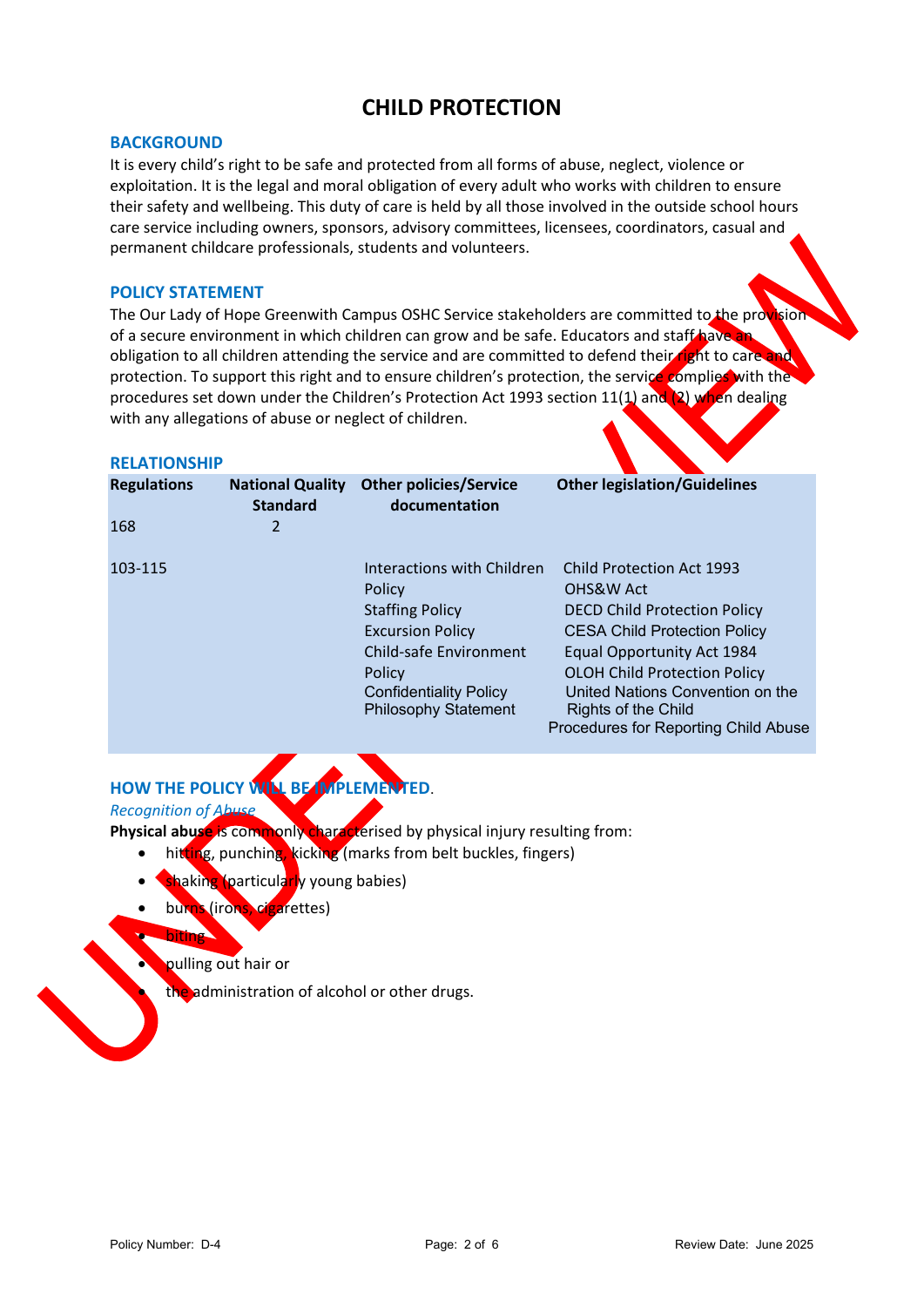# CHILD PROTECTION

## BACKGROUND

It is every child's right to be safe and protected from all forms of abuse, neglect, violence or exploitation. It is the legal and moral obligation of every adult who works with children to ensure their safety and wellbeing. This duty of care is held by all those involved in the outside school hours care service including owners, sponsors, advisory committees, licensees, coordinators, casual and permanent childcare professionals, students and volunteers.

## POLICY STATEMENT

The Our Lady of Hope Greenwith Campus OSHC Service stakeholders are committed to the provision of a secure environment in which children can grow and be safe. Educators and staff have an obligation to all children attending the service and are committed to defend their right to care and protection. To support this right and to ensure children's protection, the service complies with the procedures set down under the Children's Protection Act 1993 section 11(1) and (2) when dealing with any allegations of abuse or neglect of children.

## RELATIONSHIP

| Regulations | National Quality Standard | Other policies/Service documentation | Other legislation/Guidelines |
|---|---|---|---|
| 168 | 2 | | |
| 103-115 | | Interactions with Children Policy<br>Staffing Policy<br>Excursion Policy<br>Child-safe Environment Policy<br>Confidentiality Policy<br>Philosophy Statement | Child Protection Act 1993<br>OHS&W Act<br>DECD Child Protection Policy<br>CESA Child Protection Policy<br>Equal Opportunity Act 1984<br>OLOH Child Protection Policy<br>United Nations Convention on the Rights of the Child<br>Procedures for Reporting Child Abuse |

## HOW THE POLICY WILL BE IMPLEMENTED.

*Recognition of Abuse*

**Physical abuse** is commonly characterised by physical injury resulting from:

- hitting, punching, kicking (marks from belt buckles, fingers)
- shaking (particularly young babies)
- burns (irons, cigarettes)
- biting
- pulling out hair or
- the administration of alcohol or other drugs.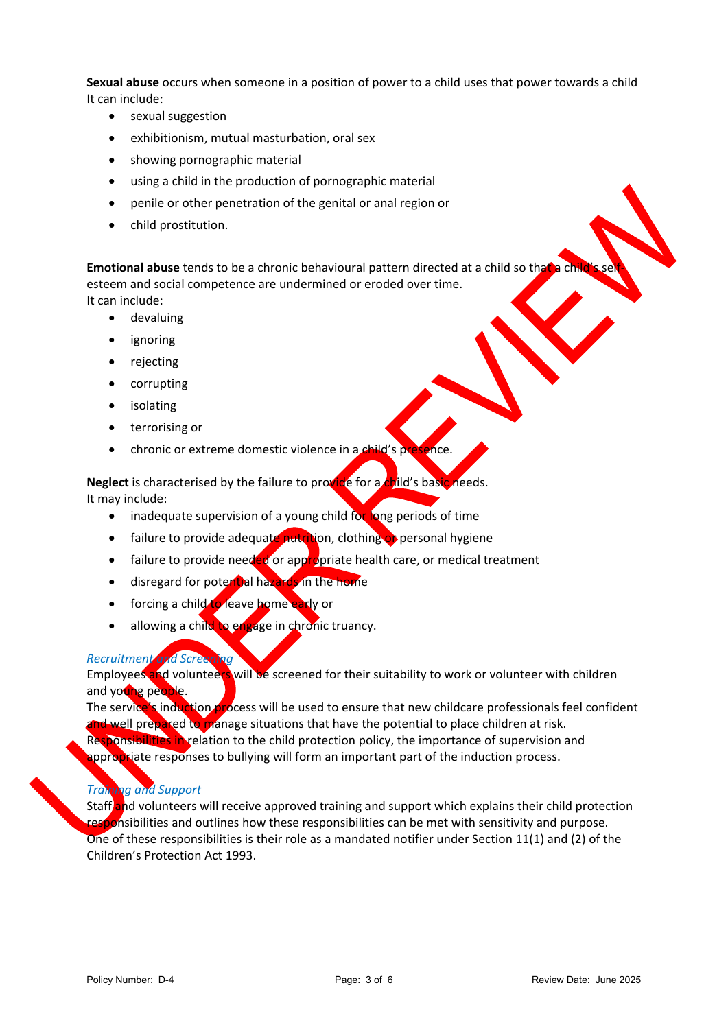**Sexual abuse** occurs when someone in a position of power to a child uses that power towards a child
It can include:

- sexual suggestion
- exhibitionism, mutual masturbation, oral sex
- showing pornographic material
- using a child in the production of pornographic material
- penile or other penetration of the genital or anal region or
- child prostitution.

**Emotional abuse** tends to be a chronic behavioural pattern directed at a child so that a child's self-esteem and social competence are undermined or eroded over time.
It can include:

- devaluing
- ignoring
- rejecting
- corrupting
- isolating
- terrorising or
- chronic or extreme domestic violence in a child's presence.

**Neglect** is characterised by the failure to provide for a child's basic needs.
It may include:

- inadequate supervision of a young child for long periods of time
- failure to provide adequate nutrition, clothing or personal hygiene
- failure to provide needed or appropriate health care, or medical treatment
- disregard for potential hazards in the home
- forcing a child to leave home early or
- allowing a child to engage in chronic truancy.

*Recruitment and Screening*

Employees and volunteers will be screened for their suitability to work or volunteer with children and young people.
The service's induction process will be used to ensure that new childcare professionals feel confident and well prepared to manage situations that have the potential to place children at risk.
Responsibilities in relation to the child protection policy, the importance of supervision and appropriate responses to bullying will form an important part of the induction process.

*Training and Support*

Staff and volunteers will receive approved training and support which explains their child protection responsibilities and outlines how these responsibilities can be met with sensitivity and purpose.
One of these responsibilities is their role as a mandated notifier under Section 11(1) and (2) of the Children's Protection Act 1993.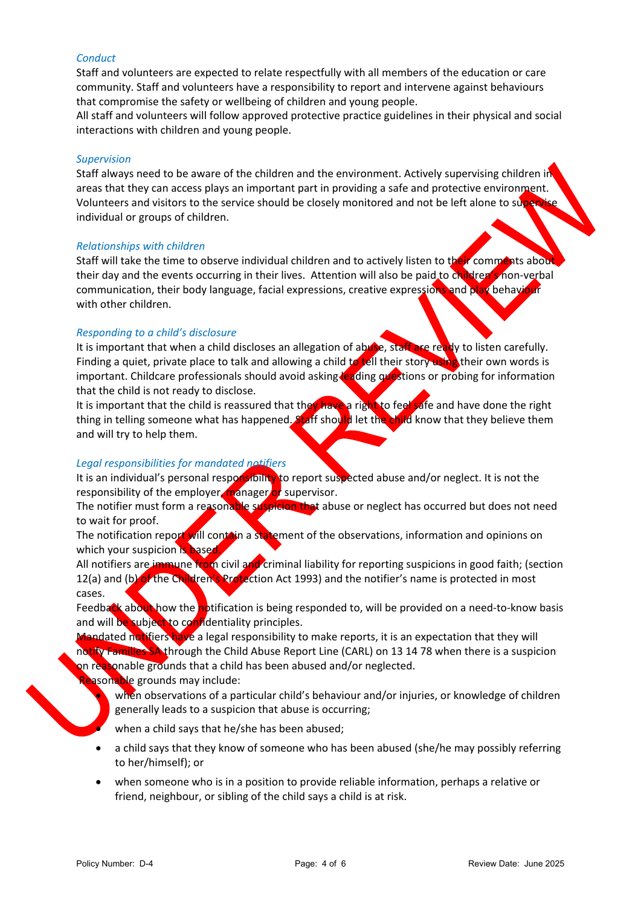*Conduct*

Staff and volunteers are expected to relate respectfully with all members of the education or care community. Staff and volunteers have a responsibility to report and intervene against behaviours that compromise the safety or wellbeing of children and young people.

All staff and volunteers will follow approved protective practice guidelines in their physical and social interactions with children and young people.

*Supervision*

Staff always need to be aware of the children and the environment. Actively supervising children in areas that they can access plays an important part in providing a safe and protective environment. Volunteers and visitors to the service should be closely monitored and not be left alone to supervise individual or groups of children.

*Relationships with children*

Staff will take the time to observe individual children and to actively listen to their comments about their day and the events occurring in their lives. Attention will also be paid to children's non-verbal communication, their body language, facial expressions, creative expressions and play behaviour with other children.

*Responding to a child's disclosure*

It is important that when a child discloses an allegation of abuse, staff are ready to listen carefully. Finding a quiet, private place to talk and allowing a child to tell their story using their own words is important. Childcare professionals should avoid asking leading questions or probing for information that the child is not ready to disclose.

It is important that the child is reassured that they have a right to feel safe and have done the right thing in telling someone what has happened. Staff should let the child know that they believe them and will try to help them.

*Legal responsibilities for mandated notifiers*

It is an individual's personal responsibility to report suspected abuse and/or neglect. It is not the responsibility of the employer, manager or supervisor.

The notifier must form a reasonable suspicion that abuse or neglect has occurred but does not need to wait for proof.

The notification report will contain a statement of the observations, information and opinions on which your suspicion is based.

All notifiers are immune from civil and criminal liability for reporting suspicions in good faith; (section 12(a) and (b) of the Children's Protection Act 1993) and the notifier's name is protected in most cases.

Feedback about how the notification is being responded to, will be provided on a need-to-know basis and will be subject to confidentiality principles.

Mandated notifiers have a legal responsibility to make reports, it is an expectation that they will notify Families SA through the Child Abuse Report Line (CARL) on 13 14 78 when there is a suspicion on reasonable grounds that a child has been abused and/or neglected.

Reasonable grounds may include:

- when observations of a particular child's behaviour and/or injuries, or knowledge of children generally leads to a suspicion that abuse is occurring;
- when a child says that he/she has been abused;
- a child says that they know of someone who has been abused (she/he may possibly referring to her/himself); or
- when someone who is in a position to provide reliable information, perhaps a relative or friend, neighbour, or sibling of the child says a child is at risk.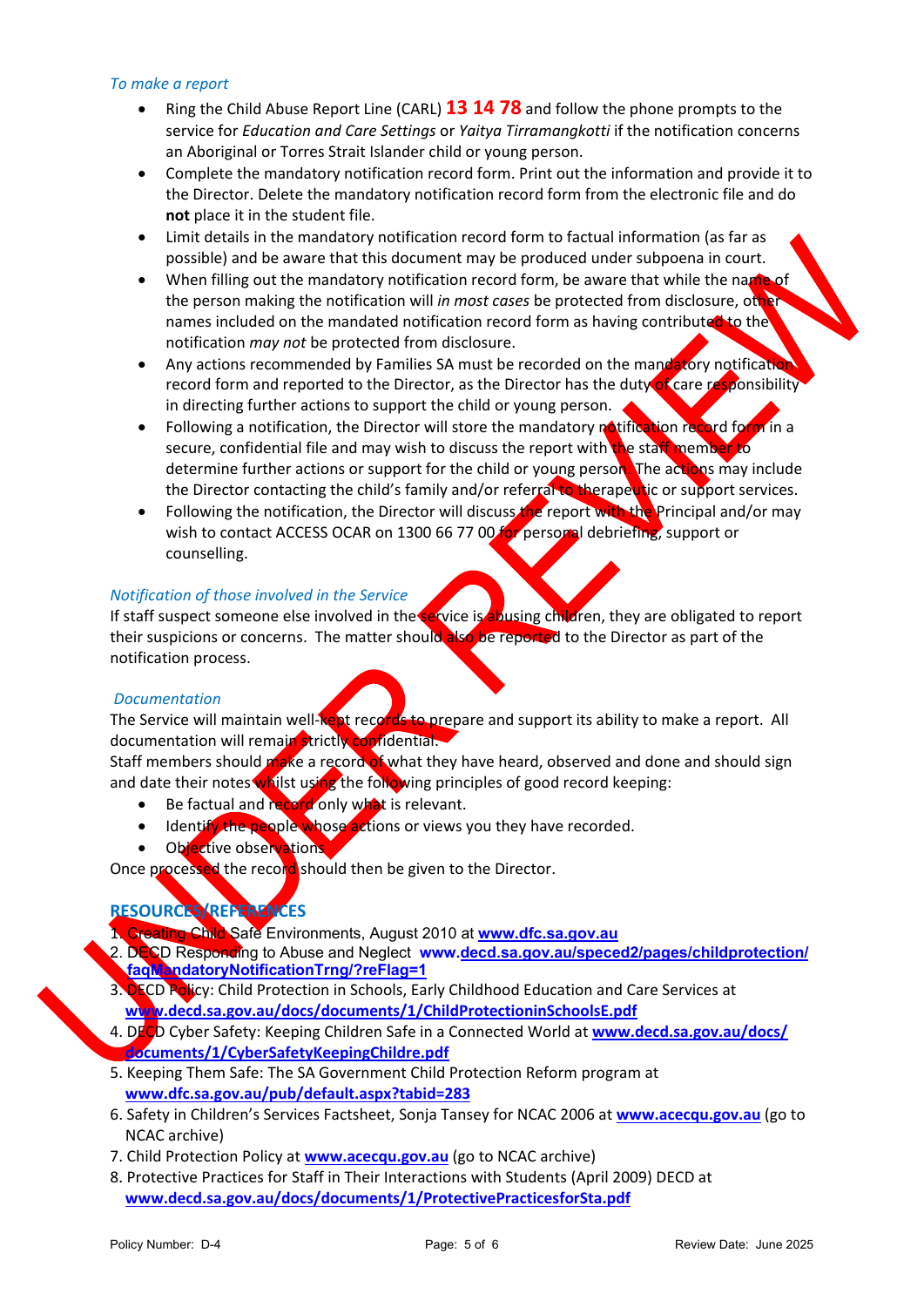*To make a report*

- Ring the Child Abuse Report Line (CARL) **13 14 78** and follow the phone prompts to the service for *Education and Care Settings* or *Yaitya Tirramangkotti* if the notification concerns an Aboriginal or Torres Strait Islander child or young person.
- Complete the mandatory notification record form. Print out the information and provide it to the Director. Delete the mandatory notification record form from the electronic file and do **not** place it in the student file.
- Limit details in the mandatory notification record form to factual information (as far as possible) and be aware that this document may be produced under subpoena in court.
- When filling out the mandatory notification record form, be aware that while the name of the person making the notification will *in most cases* be protected from disclosure, other names included on the mandated notification record form as having contributed to the notification *may not* be protected from disclosure.
- Any actions recommended by Families SA must be recorded on the mandatory notification record form and reported to the Director, as the Director has the duty of care responsibility in directing further actions to support the child or young person.
- Following a notification, the Director will store the mandatory notification record form in a secure, confidential file and may wish to discuss the report with the staff member to determine further actions or support for the child or young person. The actions may include the Director contacting the child's family and/or referral to therapeutic or support services.
- Following the notification, the Director will discuss the report with the Principal and/or may wish to contact ACCESS OCAR on 1300 66 77 00 for personal debriefing, support or counselling.

*Notification of those involved in the Service*

If staff suspect someone else involved in the service is abusing children, they are obligated to report their suspicions or concerns. The matter should also be reported to the Director as part of the notification process.

*Documentation*

The Service will maintain well-kept records to prepare and support its ability to make a report. All documentation will remain strictly confidential.

Staff members should make a record of what they have heard, observed and done and should sign and date their notes whilst using the following principles of good record keeping:

- Be factual and record only what is relevant.
- Identify the people whose actions or views you they have recorded.
- Objective observations.

Once processed the record should then be given to the Director.

## RESOURCES/REFERENCES

1. Creating Child Safe Environments, August 2010 at **www.dfc.sa.gov.au**
2. DECD Responding to Abuse and Neglect **www.decd.sa.gov.au/speced2/pages/childprotection/faqMandatoryNotificationTrng/?reFlag=1**
3. DECD Policy: Child Protection in Schools, Early Childhood Education and Care Services at **www.decd.sa.gov.au/docs/documents/1/ChildProtectioninSchoolsE.pdf**
4. DECD Cyber Safety: Keeping Children Safe in a Connected World at **www.decd.sa.gov.au/docs/documents/1/CyberSafetyKeepingChildre.pdf**
5. Keeping Them Safe: The SA Government Child Protection Reform program at **www.dfc.sa.gov.au/pub/default.aspx?tabid=283**
6. Safety in Children's Services Factsheet, Sonja Tansey for NCAC 2006 at **www.acecqu.gov.au** (go to NCAC archive)
7. Child Protection Policy at **www.acecqu.gov.au** (go to NCAC archive)
8. Protective Practices for Staff in Their Interactions with Students (April 2009) DECD at **www.decd.sa.gov.au/docs/documents/1/ProtectivePracticesforSta.pdf**

Policy Number: D-4 Review Date: June 2025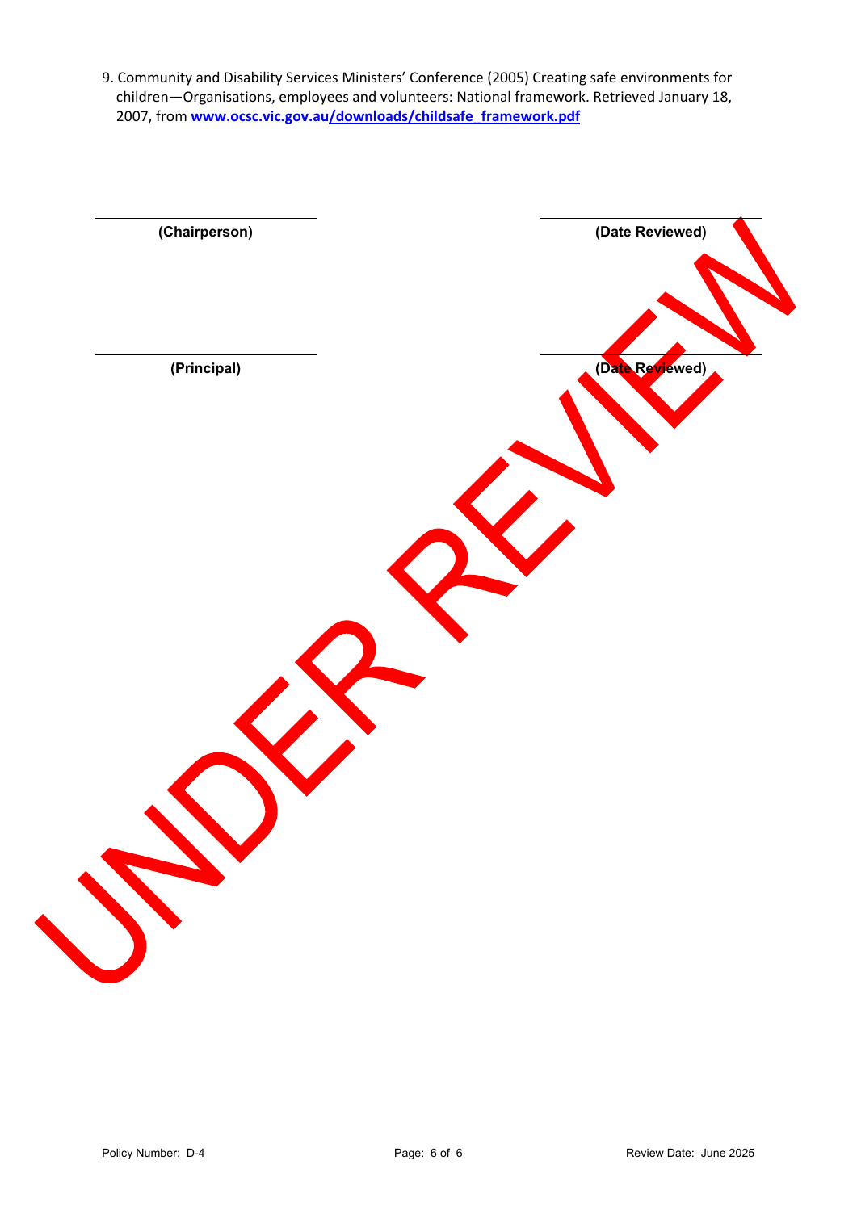9. Community and Disability Services Ministers' Conference (2005) Creating safe environments for children—Organisations, employees and volunteers: National framework. Retrieved January 18, 2007, from **www.ocsc.vic.gov.au/downloads/childsafe_framework.pdf**

| | |
|---|---|
| ____________________ | ____________________ |
| **(Chairperson)** | **(Date Reviewed)** |
| ____________________ | ____________________ |
| **(Principal)** | **(Date Reviewed)** |

UNDER REVIEW

Policy Number: D-4 Review Date: June 2025